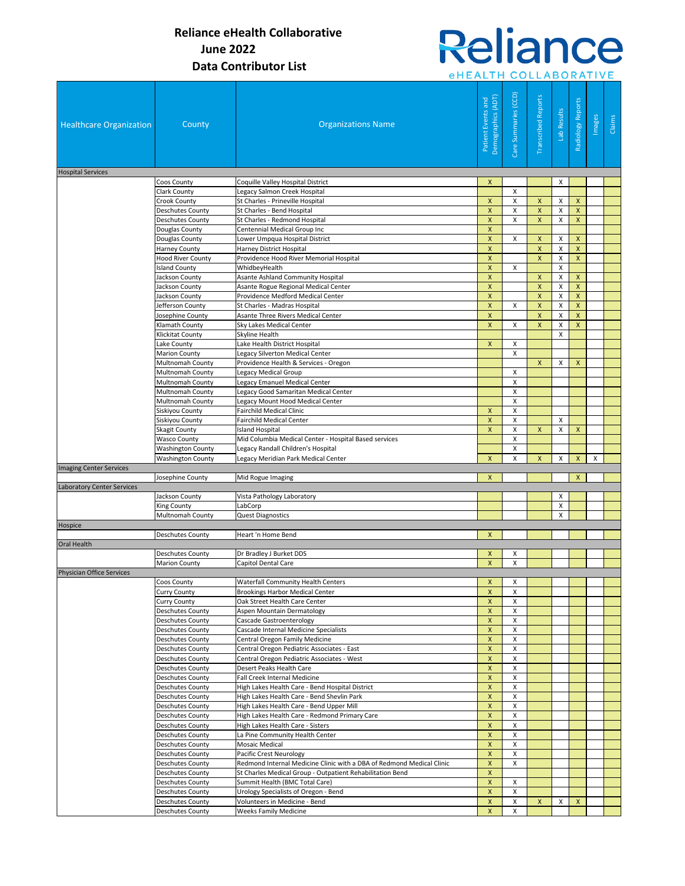# Reliance eHealth Collaborative
## June 2022
## Data Contributor List

| Healthcare Organization | County | Organizations Name | Patient Events and Demographics (ADT) | Care Summaries (CCD) | Transcribed Reports | Lab Results | Radiology Reports | Images | Claims |
|---|---|---|---|---|---|---|---|---|---|
| Hospital Services | | | | | | | | | |
| | Coos County | Coquille Valley Hospital District | X | | | X | | | |
| | Clark County | Legacy Salmon Creek Hospital | | X | | | | | |
| | Crook County | St Charles - Prineville Hospital | X | X | X | X | X | | |
| | Deschutes County | St Charles - Bend Hospital | X | X | X | X | X | | |
| | Deschutes County | St Charles - Redmond Hospital | X | X | X | X | X | | |
| | Douglas County | Centennial Medical Group Inc | X | | | | | | |
| | Douglas County | Lower Umpqua Hospital District | X | X | X | X | X | | |
| | Harney County | Harney District Hospital | X | | X | X | X | | |
| | Hood River County | Providence Hood River Memorial Hospital | X | | X | X | X | | |
| | Island County | WhidbeyHealth | X | X | | X | | | |
| | Jackson County | Asante Ashland Community Hospital | X | | X | X | X | | |
| | Jackson County | Asante Rogue Regional Medical Center | X | | X | X | X | | |
| | Jackson County | Providence Medford Medical Center | X | | X | X | X | | |
| | Jefferson County | St Charles - Madras Hospital | X | X | X | X | X | | |
| | Josephine County | Asante Three Rivers Medical Center | X | | X | X | X | | |
| | Klamath County | Sky Lakes Medical Center | X | X | X | X | X | | |
| | Klickitat County | Skyline Health | | | | X | | | |
| | Lake County | Lake Health District Hospital | X | X | | | | | |
| | Marion County | Legacy Silverton Medical Center | | X | | | | | |
| | Multnomah County | Providence Health & Services - Oregon | | | X | X | X | | |
| | Multnomah County | Legacy Medical Group | | X | | | | | |
| | Multnomah County | Legacy Emanuel Medical Center | | X | | | | | |
| | Multnomah County | Legacy Good Samaritan Medical Center | | X | | | | | |
| | Multnomah County | Legacy Mount Hood Medical Center | | X | | | | | |
| | Siskiyou County | Fairchild Medical Clinic | X | X | | | | | |
| | Siskiyou County | Fairchild Medical Center | X | X | | X | | | |
| | Skagit County | Island Hospital | X | X | X | X | X | | |
| | Wasco County | Mid Columbia Medical Center - Hospital Based services | | X | | | | | |
| | Washington County | Legacy Randall Children's Hospital | | X | | | | | |
| | Washington County | Legacy Meridian Park Medical Center | X | X | X | X | X | X | |
| Imaging Center Services | | | | | | | | | |
| | Josephine County | Mid Rogue Imaging | X | | | | X | | |
| Laboratory Center Services | | | | | | | | | |
| | Jackson County | Vista Pathology Laboratory | | | | X | | | |
| | King County | LabCorp | | | | X | | | |
| | Multnomah County | Quest Diagnostics | | | | X | | | |
| Hospice | | | | | | | | | |
| | Deschutes County | Heart 'n Home Bend | X | | | | | | |
| Oral Health | | | | | | | | | |
| | Deschutes County | Dr Bradley J Burket DDS | X | X | | | | | |
| | Marion County | Capitol Dental Care | X | X | | | | | |
| Physician Office Services | | | | | | | | | |
| | Coos County | Waterfall Community Health Centers | X | X | | | | | |
| | Curry County | Brookings Harbor Medical Center | X | X | | | | | |
| | Curry County | Oak Street Health Care Center | X | X | | | | | |
| | Deschutes County | Aspen Mountain Dermatology | X | X | | | | | |
| | Deschutes County | Cascade Gastroenterology | X | X | | | | | |
| | Deschutes County | Cascade Internal Medicine Specialists | X | X | | | | | |
| | Deschutes County | Central Oregon Family Medicine | X | X | | | | | |
| | Deschutes County | Central Oregon Pediatric Associates - East | X | X | | | | | |
| | Deschutes County | Central Oregon Pediatric Associates - West | X | X | | | | | |
| | Deschutes County | Desert Peaks Health Care | X | X | | | | | |
| | Deschutes County | Fall Creek Internal Medicine | X | X | | | | | |
| | Deschutes County | High Lakes Health Care - Bend Hospital District | X | X | | | | | |
| | Deschutes County | High Lakes Health Care - Bend Shevlin Park | X | X | | | | | |
| | Deschutes County | High Lakes Health Care - Bend Upper Mill | X | X | | | | | |
| | Deschutes County | High Lakes Health Care - Redmond Primary Care | X | X | | | | | |
| | Deschutes County | High Lakes Health Care - Sisters | X | X | | | | | |
| | Deschutes County | La Pine Community Health Center | X | X | | | | | |
| | Deschutes County | Mosaic Medical | X | X | | | | | |
| | Deschutes County | Pacific Crest Neurology | X | X | | | | | |
| | Deschutes County | Redmond Internal Medicine Clinic with a DBA of Redmond Medical Clinic | X | X | | | | | |
| | Deschutes County | St Charles Medical Group - Outpatient Rehabilitation Bend | X | | | | | | |
| | Deschutes County | Summit Health (BMC Total Care) | X | X | | | | | |
| | Deschutes County | Urology Specialists of Oregon - Bend | X | X | | | | | |
| | Deschutes County | Volunteers in Medicine - Bend | X | X | X | X | X | | |
| | Deschutes County | Weeks Family Medicine | X | X | | | | | |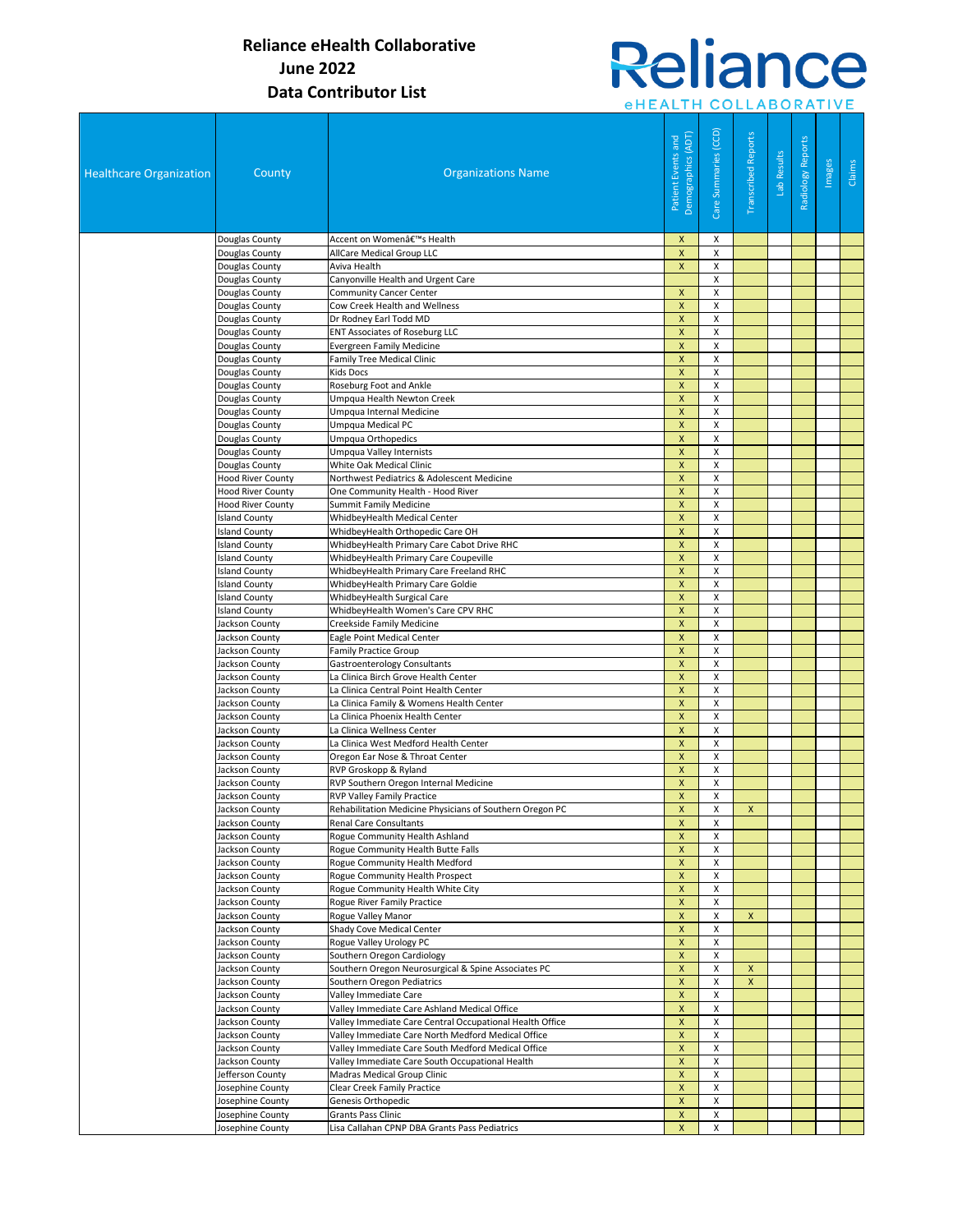# Reliance eHealth Collaborative
## June 2022
## Data Contributor List

| Healthcare Organization | County | Organizations Name | Patient Events and Demographics (ADT) | Care Summaries (CCD) | Transcribed Reports | Lab Results | Radiology Reports | Images | Claims |
|---|---|---|---|---|---|---|---|---|---|
| | Douglas County | Accent on Womenâ€™s Health | X | X | | | | | |
| | Douglas County | AllCare Medical Group LLC | X | X | | | | | |
| | Douglas County | Aviva Health | X | X | | | | | |
| | Douglas County | Canyonville Health and Urgent Care | | X | | | | | |
| | Douglas County | Community Cancer Center | X | X | | | | | |
| | Douglas County | Cow Creek Health and Wellness | X | X | | | | | |
| | Douglas County | Dr Rodney Earl Todd MD | X | X | | | | | |
| | Douglas County | ENT Associates of Roseburg LLC | X | X | | | | | |
| | Douglas County | Evergreen Family Medicine | X | X | | | | | |
| | Douglas County | Family Tree Medical Clinic | X | X | | | | | |
| | Douglas County | Kids Docs | X | X | | | | | |
| | Douglas County | Roseburg Foot and Ankle | X | X | | | | | |
| | Douglas County | Umpqua Health Newton Creek | X | X | | | | | |
| | Douglas County | Umpqua Internal Medicine | X | X | | | | | |
| | Douglas County | Umpqua Medical PC | X | X | | | | | |
| | Douglas County | Umpqua Orthopedics | X | X | | | | | |
| | Douglas County | Umpqua Valley Internists | X | X | | | | | |
| | Douglas County | White Oak Medical Clinic | X | X | | | | | |
| | Hood River County | Northwest Pediatrics & Adolescent Medicine | X | X | | | | | |
| | Hood River County | One Community Health - Hood River | X | X | | | | | |
| | Hood River County | Summit Family Medicine | X | X | | | | | |
| | Island County | WhidbeyHealth Medical Center | X | X | | | | | |
| | Island County | WhidbeyHealth Orthopedic Care OH | X | X | | | | | |
| | Island County | WhidbeyHealth Primary Care Cabot Drive RHC | X | X | | | | | |
| | Island County | WhidbeyHealth Primary Care Coupeville | X | X | | | | | |
| | Island County | WhidbeyHealth Primary Care Freeland RHC | X | X | | | | | |
| | Island County | WhidbeyHealth Primary Care Goldie | X | X | | | | | |
| | Island County | WhidbeyHealth Surgical Care | X | X | | | | | |
| | Island County | WhidbeyHealth Women's Care CPV RHC | X | X | | | | | |
| | Jackson County | Creekside Family Medicine | X | X | | | | | |
| | Jackson County | Eagle Point Medical Center | X | X | | | | | |
| | Jackson County | Family Practice Group | X | X | | | | | |
| | Jackson County | Gastroenterology Consultants | X | X | | | | | |
| | Jackson County | La Clinica Birch Grove Health Center | X | X | | | | | |
| | Jackson County | La Clinica Central Point Health Center | X | X | | | | | |
| | Jackson County | La Clinica Family & Womens Health Center | X | X | | | | | |
| | Jackson County | La Clinica Phoenix Health Center | X | X | | | | | |
| | Jackson County | La Clinica Wellness Center | X | X | | | | | |
| | Jackson County | La Clinica West Medford Health Center | X | X | | | | | |
| | Jackson County | Oregon Ear Nose & Throat Center | X | X | | | | | |
| | Jackson County | RVP Groskopp & Ryland | X | X | | | | | |
| | Jackson County | RVP Southern Oregon Internal Medicine | X | X | | | | | |
| | Jackson County | RVP Valley Family Practice | X | X | | | | | |
| | Jackson County | Rehabilitation Medicine Physicians of Southern Oregon PC | X | X | X | | | | |
| | Jackson County | Renal Care Consultants | X | X | | | | | |
| | Jackson County | Rogue Community Health Ashland | X | X | | | | | |
| | Jackson County | Rogue Community Health Butte Falls | X | X | | | | | |
| | Jackson County | Rogue Community Health Medford | X | X | | | | | |
| | Jackson County | Rogue Community Health Prospect | X | X | | | | | |
| | Jackson County | Rogue Community Health White City | X | X | | | | | |
| | Jackson County | Rogue River Family Practice | X | X | | | | | |
| | Jackson County | Rogue Valley Manor | X | X | X | | | | |
| | Jackson County | Shady Cove Medical Center | X | X | | | | | |
| | Jackson County | Rogue Valley Urology PC | X | X | | | | | |
| | Jackson County | Southern Oregon Cardiology | X | X | | | | | |
| | Jackson County | Southern Oregon Neurosurgical & Spine Associates PC | X | X | X | | | | |
| | Jackson County | Southern Oregon Pediatrics | X | X | X | | | | |
| | Jackson County | Valley Immediate Care | X | X | | | | | |
| | Jackson County | Valley Immediate Care Ashland Medical Office | X | X | | | | | |
| | Jackson County | Valley Immediate Care Central Occupational Health Office | X | X | | | | | |
| | Jackson County | Valley Immediate Care North Medford Medical Office | X | X | | | | | |
| | Jackson County | Valley Immediate Care South Medford Medical Office | X | X | | | | | |
| | Jackson County | Valley Immediate Care South Occupational Health | X | X | | | | | |
| | Jefferson County | Madras Medical Group Clinic | X | X | | | | | |
| | Josephine County | Clear Creek Family Practice | X | X | | | | | |
| | Josephine County | Genesis Orthopedic | X | X | | | | | |
| | Josephine County | Grants Pass Clinic | X | X | | | | | |
| | Josephine County | Lisa Callahan CPNP DBA Grants Pass Pediatrics | X | X | | | | | |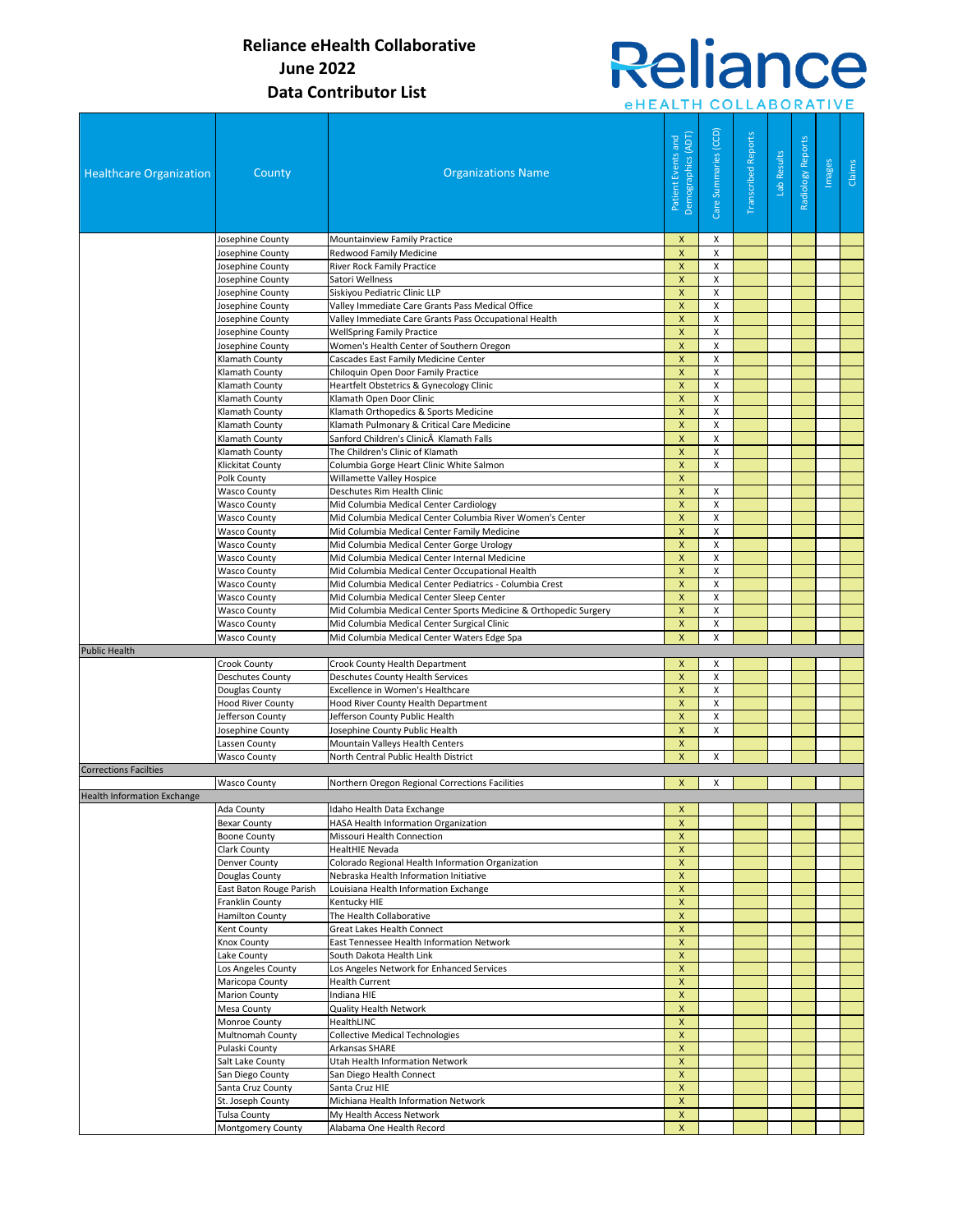# Reliance eHealth Collaborative
## June 2022
## Data Contributor List

| Healthcare Organization | County | Organizations Name | Patient Events and Demographics (ADT) | Care Summaries (CCD) | Transcribed Reports | Lab Results | Radiology Reports | Images | Claims |
|---|---|---|---|---|---|---|---|---|---|
| | Josephine County | Mountainview Family Practice | X | X | | | | | |
| | Josephine County | Redwood Family Medicine | X | X | | | | | |
| | Josephine County | River Rock Family Practice | X | X | | | | | |
| | Josephine County | Satori Wellness | X | X | | | | | |
| | Josephine County | Siskiyou Pediatric Clinic LLP | X | X | | | | | |
| | Josephine County | Valley Immediate Care Grants Pass Medical Office | X | X | | | | | |
| | Josephine County | Valley Immediate Care Grants Pass Occupational Health | X | X | | | | | |
| | Josephine County | WellSpring Family Practice | X | X | | | | | |
| | Josephine County | Women's Health Center of Southern Oregon | X | X | | | | | |
| | Klamath County | Cascades East Family Medicine Center | X | X | | | | | |
| | Klamath County | Chiloquin Open Door Family Practice | X | X | | | | | |
| | Klamath County | Heartfelt Obstetrics & Gynecology Clinic | X | X | | | | | |
| | Klamath County | Klamath Open Door Clinic | X | X | | | | | |
| | Klamath County | Klamath Orthopedics & Sports Medicine | X | X | | | | | |
| | Klamath County | Klamath Pulmonary & Critical Care Medicine | X | X | | | | | |
| | Klamath County | Sanford Children's ClinicÂ Klamath Falls | X | X | | | | | |
| | Klamath County | The Children's Clinic of Klamath | X | X | | | | | |
| | Klickitat County | Columbia Gorge Heart Clinic White Salmon | X | X | | | | | |
| | Polk County | Willamette Valley Hospice | X | | | | | | |
| | Wasco County | Deschutes Rim Health Clinic | X | X | | | | | |
| | Wasco County | Mid Columbia Medical Center Cardiology | X | X | | | | | |
| | Wasco County | Mid Columbia Medical Center Columbia River Women's Center | X | X | | | | | |
| | Wasco County | Mid Columbia Medical Center Family Medicine | X | X | | | | | |
| | Wasco County | Mid Columbia Medical Center Gorge Urology | X | X | | | | | |
| | Wasco County | Mid Columbia Medical Center Internal Medicine | X | X | | | | | |
| | Wasco County | Mid Columbia Medical Center Occupational Health | X | X | | | | | |
| | Wasco County | Mid Columbia Medical Center Pediatrics - Columbia Crest | X | X | | | | | |
| | Wasco County | Mid Columbia Medical Center Sleep Center | X | X | | | | | |
| | Wasco County | Mid Columbia Medical Center Sports Medicine & Orthopedic Surgery | X | X | | | | | |
| | Wasco County | Mid Columbia Medical Center Surgical Clinic | X | X | | | | | |
| | Wasco County | Mid Columbia Medical Center Waters Edge Spa | X | X | | | | | |
| Public Health | | | | | | | | | |
| | Crook County | Crook County Health Department | X | X | | | | | |
| | Deschutes County | Deschutes County Health Services | X | X | | | | | |
| | Douglas County | Excellence in Women's Healthcare | X | X | | | | | |
| | Hood River County | Hood River County Health Department | X | X | | | | | |
| | Jefferson County | Jefferson County Public Health | X | X | | | | | |
| | Josephine County | Josephine County Public Health | X | X | | | | | |
| | Lassen County | Mountain Valleys Health Centers | X | | | | | | |
| | Wasco County | North Central Public Health District | X | X | | | | | |
| Corrections Facilties | | | | | | | | | |
| | Wasco County | Northern Oregon Regional Corrections Facilities | X | X | | | | | |
| Health Information Exchange | | | | | | | | | |
| | Ada County | Idaho Health Data Exchange | X | | | | | | |
| | Bexar County | HASA Health Information Organization | X | | | | | | |
| | Boone County | Missouri Health Connection | X | | | | | | |
| | Clark County | HealtHIE Nevada | X | | | | | | |
| | Denver County | Colorado Regional Health Information Organization | X | | | | | | |
| | Douglas County | Nebraska Health Information Initiative | X | | | | | | |
| | East Baton Rouge Parish | Louisiana Health Information Exchange | X | | | | | | |
| | Franklin County | Kentucky HIE | X | | | | | | |
| | Hamilton County | The Health Collaborative | X | | | | | | |
| | Kent County | Great Lakes Health Connect | X | | | | | | |
| | Knox County | East Tennessee Health Information Network | X | | | | | | |
| | Lake County | South Dakota Health Link | X | | | | | | |
| | Los Angeles County | Los Angeles Network for Enhanced Services | X | | | | | | |
| | Maricopa County | Health Current | X | | | | | | |
| | Marion County | Indiana HIE | X | | | | | | |
| | Mesa County | Quality Health Network | X | | | | | | |
| | Monroe County | HealthLINC | X | | | | | | |
| | Multnomah County | Collective Medical Technologies | X | | | | | | |
| | Pulaski County | Arkansas SHARE | X | | | | | | |
| | Salt Lake County | Utah Health Information Network | X | | | | | | |
| | San Diego County | San Diego Health Connect | X | | | | | | |
| | Santa Cruz County | Santa Cruz HIE | X | | | | | | |
| | St. Joseph County | Michiana Health Information Network | X | | | | | | |
| | Tulsa County | My Health Access Network | X | | | | | | |
| | Montgomery County | Alabama One Health Record | X | | | | | | |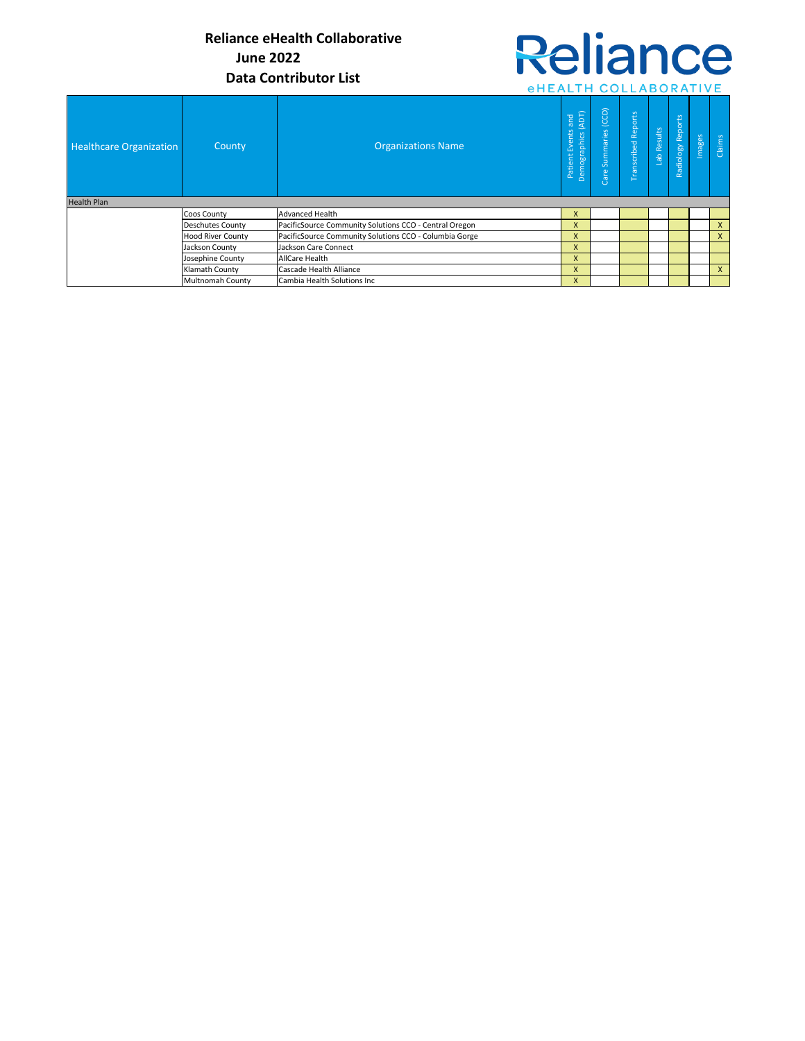# Reliance eHealth Collaborative
## June 2022
## Data Contributor List

| Healthcare Organization | County | Organizations Name | Patient Events and Demographics (ADT) | Care Summaries (CCD) | Transcribed Reports | Lab Results | Radiology Reports | Images | Claims |
|---|---|---|---|---|---|---|---|---|---|
| Health Plan | | | | | | | | | |
| | Coos County | Advanced Health | X | | | | | | |
| | Deschutes County | PacificSource Community Solutions CCO - Central Oregon | X | | | | | | X |
| | Hood River County | PacificSource Community Solutions CCO - Columbia Gorge | X | | | | | | X |
| | Jackson County | Jackson Care Connect | X | | | | | | |
| | Josephine County | AllCare Health | X | | | | | | |
| | Klamath County | Cascade Health Alliance | X | | | | | | X |
| | Multnomah County | Cambia Health Solutions Inc | X | | | | | | |